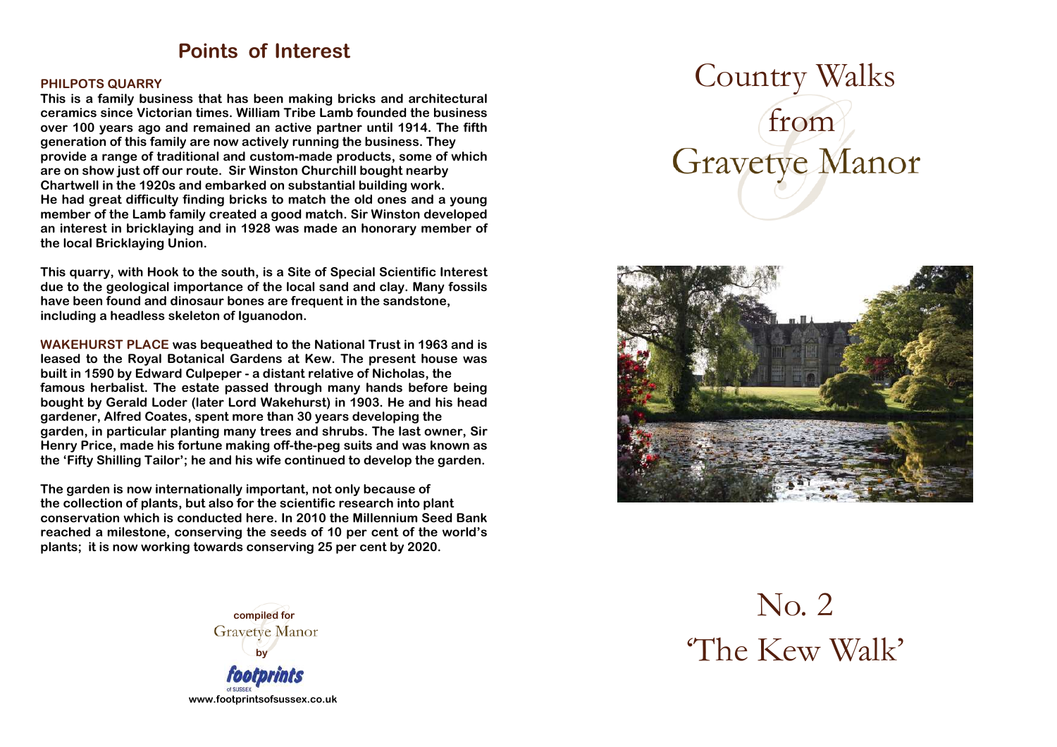## Points of Interest

**PHILPOTS QUARRY**

**This is a family business that has been making bricks and architectural ceramics since Victorian times. William Tribe Lamb founded the business over 100 years ago and remained an active partner until 1914. The fifth generation of this family are now actively running the business. They provide a range of traditional and custom-made products, some of which are on show just off our route. Sir Winston Churchill bought nearby Chartwell in the 1920s and embarked on substantial building work. He had great difficulty finding bricks to match the old ones and a young member of the Lamb family created a good match. Sir Winston developed an interest in bricklaying and in 1928 was made an honorary member of the local Bricklaying Union.**

**This quarry, with Hook to the south, is a Site of Special Scientific Interest due to the geological importance of the local sand and clay. Many fossils have been found and dinosaur bones are frequent in the sandstone, including a headless skeleton of Iguanodon.**

**WAKEHURST PLACE was bequeathed to the National Trust in 1963 and is leased to the Royal Botanical Gardens at Kew. The present house was built in 1590 by Edward Culpeper - a distant relative of Nicholas, the famous herbalist. The estate passed through many hands before being bought by Gerald Loder (later Lord Wakehurst) in 1903. He and his head gardener, Alfred Coates, spent more than 30 years developing the garden, in particular planting many trees and shrubs. The last owner, Sir Henry Price, made his fortune making off-the-peg suits and was known as the 'Fifty Shilling Tailor'; he and his wife continued to develop the garden.**

**The garden is now internationally important, not only because of the collection of plants, but also for the scientific research into plant conservation which is conducted here. In 2010 the Millennium Seed Bank reached a milestone, conserving the seeds of 10 per cent of the world's plants; it is now working towards conserving 25 per cent by 2020.**

**compiled for**
Gravetye Manor
**by**
**footprints** of SUSSEX
**www.footprintsofsussex.co.uk**

# Country Walks from Gravetye Manor

# No. 2 'The Kew Walk'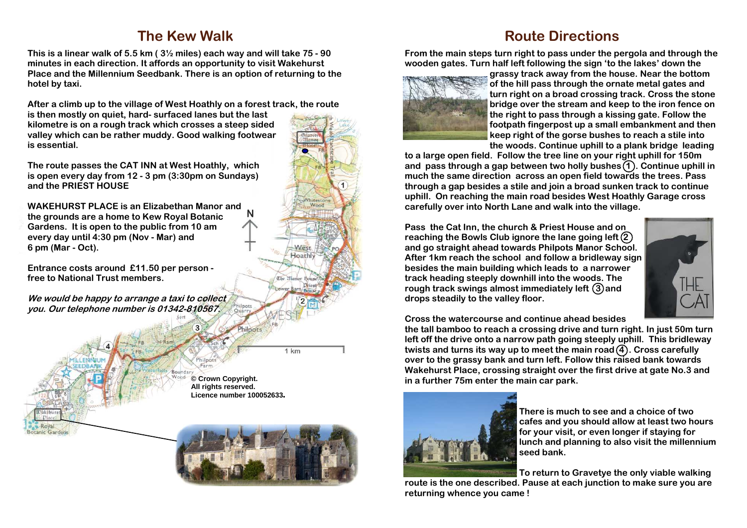# The Kew Walk

This is a linear walk of 5.5 km ( 3½ miles) each way and will take 75 - 90 minutes in each direction. It affords an opportunity to visit Wakehurst Place and the Millennium Seedbank. There is an option of returning to the hotel by taxi.

After a climb up to the village of West Hoathly on a forest track, the route is then mostly on quiet, hard- surfaced lanes but the last kilometre is on a rough track which crosses a steep sided valley which can be rather muddy. Good walking footwear is essential.

The route passes the CAT INN at West Hoathly, which is open every day from 12 - 3 pm (3:30pm on Sundays) and the PRIEST HOUSE

WAKEHURST PLACE is an Elizabethan Manor and the grounds are a home to Kew Royal Botanic Gardens. It is open to the public from 10 am every day until 4:30 pm (Nov - Mar) and 6 pm (Mar - Oct).

Entrance costs around £11.50 per person - free to National Trust members.

***We would be happy to arrange a taxi to collect you. Our telephone number is 01342-810567.***

© Crown Copyright.
All rights reserved.
Licence number 100052633.

# Route Directions

From the main steps turn right to pass under the pergola and through the wooden gates. Turn half left following the sign 'to the lakes' down the grassy track away from the house. Near the bottom of the hill pass through the ornate metal gates and turn right on a broad crossing track. Cross the stone bridge over the stream and keep to the iron fence on the right to pass through a kissing gate. Follow the footpath fingerpost up a small embankment and then keep right of the gorse bushes to reach a stile into the woods. Continue uphill to a plank bridge leading to a large open field. Follow the tree line on your right uphill for 150m and pass through a gap between two holly bushes (1). Continue uphill in much the same direction across an open field towards the trees. Pass through a gap besides a stile and join a broad sunken track to continue uphill. On reaching the main road besides West Hoathly Garage cross carefully over into North Lane and walk into the village.

Pass the Cat Inn, the church & Priest House and on reaching the Bowls Club ignore the lane going left (2) and go straight ahead towards Philpots Manor School. After 1km reach the school and follow a bridleway sign besides the main building which leads to a narrower track heading steeply downhill into the woods. The rough track swings almost immediately left (3) and drops steadily to the valley floor.

Cross the watercourse and continue ahead besides the tall bamboo to reach a crossing drive and turn right. In just 50m turn left off the drive onto a narrow path going steeply uphill. This bridleway twists and turns its way up to meet the main road (4). Cross carefully over to the grassy bank and turn left. Follow this raised bank towards Wakehurst Place, crossing straight over the first drive at gate No.3 and in a further 75m enter the main car park.

There is much to see and a choice of two cafes and you should allow at least two hours for your visit, or even longer if staying for lunch and planning to also visit the millennium seed bank.

To return to Gravetye the only viable walking route is the one described. Pause at each junction to make sure you are returning whence you came !